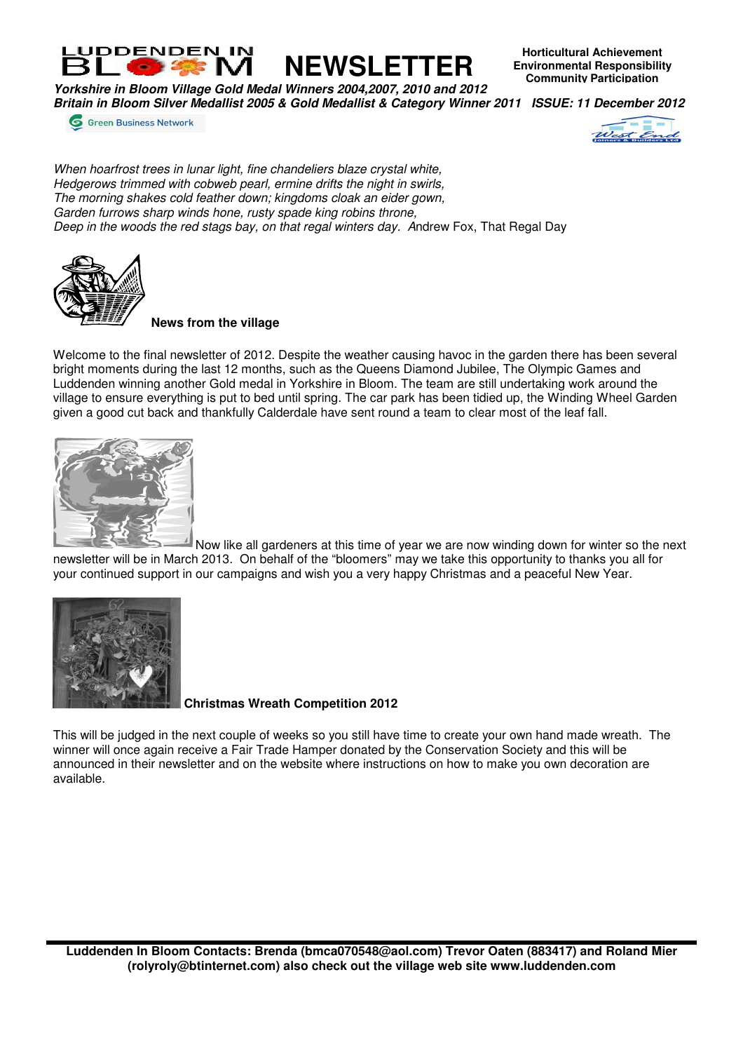# LUDDENDEN IN BLOOM NEWSLETTER

**Horticultural Achievement**
**Environmental Responsibility**
**Community Participation**

***Yorkshire in Bloom Village Gold Medal Winners 2004,2007, 2010 and 2012***
***Britain in Bloom Silver Medallist 2005 & Gold Medallist & Category Winner 2011 ISSUE: 11 December 2012***

Green Business Network

*When hoarfrost trees in lunar light, fine chandeliers blaze crystal white,*
*Hedgerows trimmed with cobweb pearl, ermine drifts the night in swirls,*
*The morning shakes cold feather down; kingdoms cloak an eider gown,*
*Garden furrows sharp winds hone, rusty spade king robins throne,*
*Deep in the woods the red stags bay, on that regal winters day.* Andrew Fox, That Regal Day

**News from the village**

Welcome to the final newsletter of 2012. Despite the weather causing havoc in the garden there has been several bright moments during the last 12 months, such as the Queens Diamond Jubilee, The Olympic Games and Luddenden winning another Gold medal in Yorkshire in Bloom. The team are still undertaking work around the village to ensure everything is put to bed until spring. The car park has been tidied up, the Winding Wheel Garden given a good cut back and thankfully Calderdale have sent round a team to clear most of the leaf fall.

Now like all gardeners at this time of year we are now winding down for winter so the next newsletter will be in March 2013. On behalf of the "bloomers" may we take this opportunity to thanks you all for your continued support in our campaigns and wish you a very happy Christmas and a peaceful New Year.

**Christmas Wreath Competition 2012**

This will be judged in the next couple of weeks so you still have time to create your own hand made wreath. The winner will once again receive a Fair Trade Hamper donated by the Conservation Society and this will be announced in their newsletter and on the website where instructions on how to make you own decoration are available.

**Luddenden In Bloom Contacts: Brenda (bmca070548@aol.com) Trevor Oaten (883417) and Roland Mier (rolyroly@btinternet.com) also check out the village web site www.luddenden.com**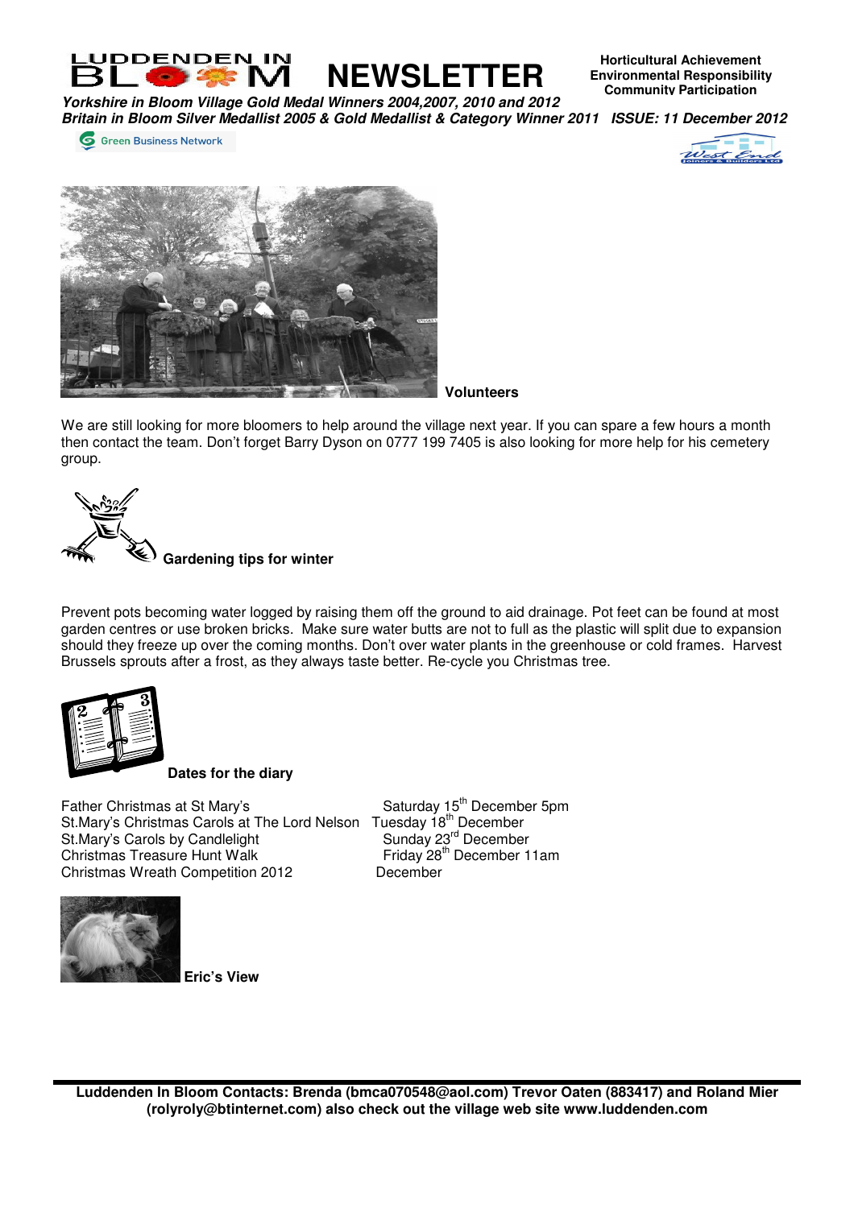# LUDDENDEN IN BLOOM NEWSLETTER

**Horticultural Achievement**
**Environmental Responsibility**
**Community Participation**

***Yorkshire in Bloom Village Gold Medal Winners 2004,2007, 2010 and 2012***
***Britain in Bloom Silver Medallist 2005 & Gold Medallist & Category Winner 2011 ISSUE: 11 December 2012***

Green Business Network

**Volunteers**

We are still looking for more bloomers to help around the village next year. If you can spare a few hours a month then contact the team. Don't forget Barry Dyson on 0777 199 7405 is also looking for more help for his cemetery group.

**Gardening tips for winter**

Prevent pots becoming water logged by raising them off the ground to aid drainage. Pot feet can be found at most garden centres or use broken bricks. Make sure water butts are not to full as the plastic will split due to expansion should they freeze up over the coming months. Don't over water plants in the greenhouse or cold frames. Harvest Brussels sprouts after a frost, as they always taste better. Re-cycle you Christmas tree.

**Dates for the diary**

| | |
|---|---|
| Father Christmas at St Mary's | Saturday 15th December 5pm |
| St.Mary's Christmas Carols at The Lord Nelson | Tuesday 18th December |
| St.Mary's Carols by Candlelight | Sunday 23rd December |
| Christmas Treasure Hunt Walk | Friday 28th December 11am |
| Christmas Wreath Competition 2012 | December |

**Eric's View**

**Luddenden In Bloom Contacts: Brenda (bmca070548@aol.com) Trevor Oaten (883417) and Roland Mier (rolyroly@btinternet.com) also check out the village web site www.luddenden.com**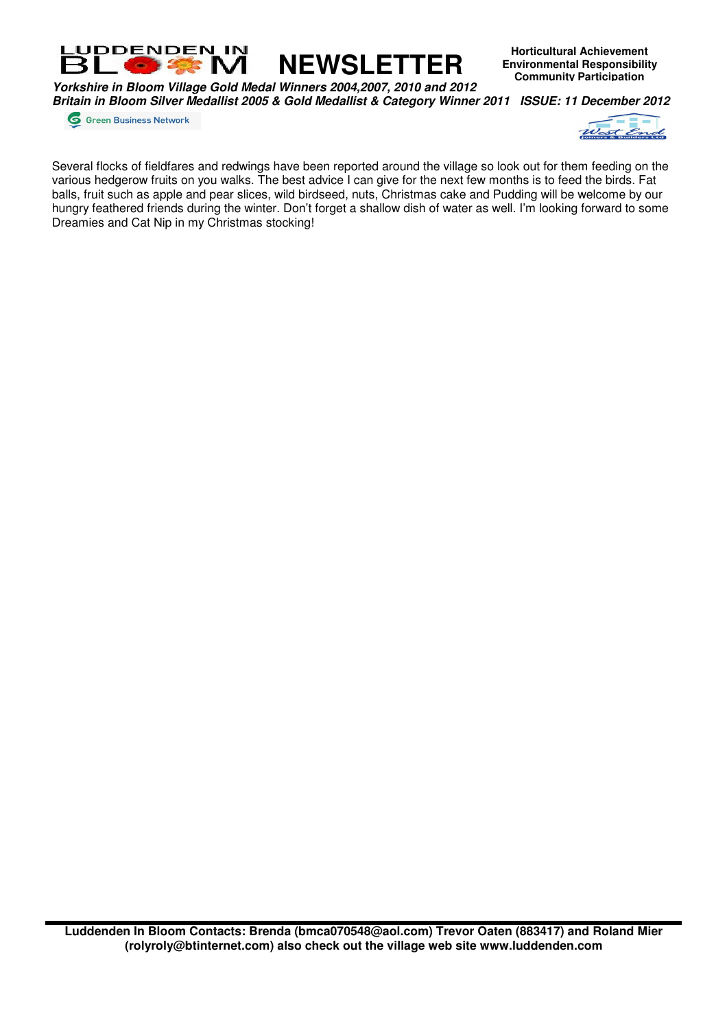# LUDDENDEN IN BLOOM NEWSLETTER

**Horticultural Achievement**
**Environmental Responsibility**
**Community Participation**

***Yorkshire in Bloom Village Gold Medal Winners 2004,2007, 2010 and 2012***
***Britain in Bloom Silver Medallist 2005 & Gold Medallist & Category Winner 2011 ISSUE: 11 December 2012***

Green Business Network

Several flocks of fieldfares and redwings have been reported around the village so look out for them feeding on the various hedgerow fruits on you walks. The best advice I can give for the next few months is to feed the birds. Fat balls, fruit such as apple and pear slices, wild birdseed, nuts, Christmas cake and Pudding will be welcome by our hungry feathered friends during the winter. Don't forget a shallow dish of water as well. I'm looking forward to some Dreamies and Cat Nip in my Christmas stocking!

**Luddenden In Bloom Contacts: Brenda (bmca070548@aol.com) Trevor Oaten (883417) and Roland Mier (rolyroly@btinternet.com) also check out the village web site www.luddenden.com**